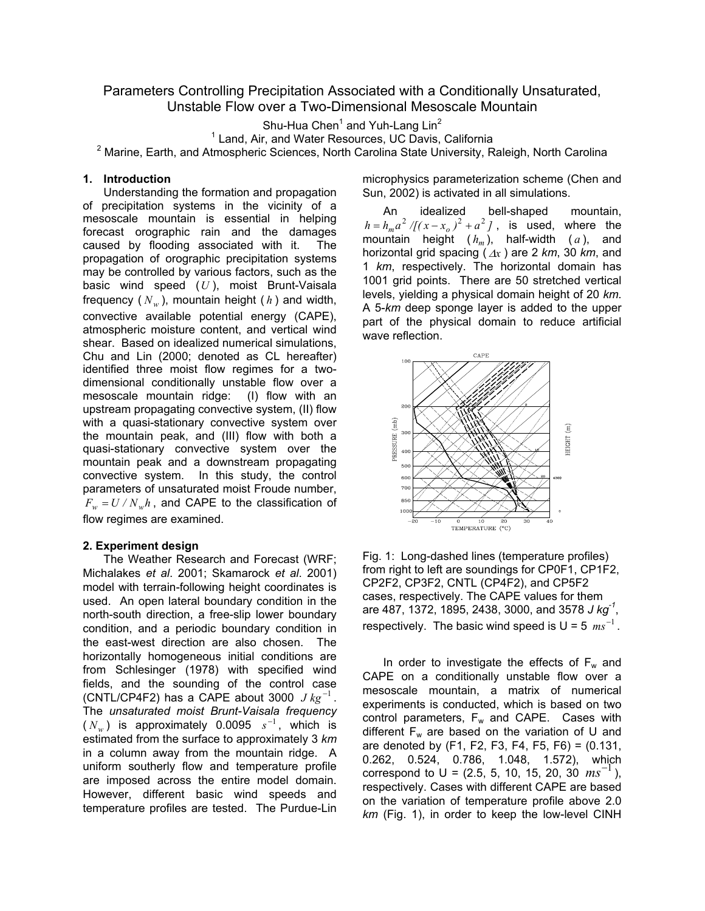# Parameters Controlling Precipitation Associated with a Conditionally Unsaturated, Unstable Flow over a Two-Dimensional Mesoscale Mountain

Shu-Hua Chen[1] and Yuh-Lang Lin[2]

[1] Land, Air, and Water Resources, UC Davis, California
[2] Marine, Earth, and Atmospheric Sciences, North Carolina State University, Raleigh, North Carolina

## 1. Introduction

Understanding the formation and propagation of precipitation systems in the vicinity of a mesoscale mountain is essential in helping forecast orographic rain and the damages caused by flooding associated with it. The propagation of orographic precipitation systems may be controlled by various factors, such as the basic wind speed ($U$), moist Brunt-Vaisala frequency ($N_w$), mountain height ($h$) and width, convective available potential energy (CAPE), atmospheric moisture content, and vertical wind shear. Based on idealized numerical simulations, Chu and Lin (2000; denoted as CL hereafter) identified three moist flow regimes for a two-dimensional conditionally unstable flow over a mesoscale mountain ridge: (I) flow with an upstream propagating convective system, (II) flow with a quasi-stationary convective system over the mountain peak, and (III) flow with both a quasi-stationary convective system over the mountain peak and a downstream propagating convective system. In this study, the control parameters of unsaturated moist Froude number, $F_w = U/N_w h$, and CAPE to the classification of flow regimes are examined.

## 2. Experiment design

The Weather Research and Forecast (WRF; Michalakes *et al*. 2001; Skamarock *et al*. 2001) model with terrain-following height coordinates is used. An open lateral boundary condition in the north-south direction, a free-slip lower boundary condition, and a periodic boundary condition in the east-west direction are also chosen. The horizontally homogeneous initial conditions are from Schlesinger (1978) with specified wind fields, and the sounding of the control case (CNTL/CP4F2) has a CAPE about 3000 $J\,kg^{-1}$. The *unsaturated moist Brunt-Vaisala frequency* ($N_w$) is approximately 0.0095 $s^{-1}$, which is estimated from the surface to approximately 3 *km* in a column away from the mountain ridge. A uniform southerly flow and temperature profile are imposed across the entire model domain. However, different basic wind speeds and temperature profiles are tested. The Purdue-Lin microphysics parameterization scheme (Chen and Sun, 2002) is activated in all simulations.

An idealized bell-shaped mountain, $h = h_m a^2 / [(x - x_o)^2 + a^2]$, is used, where the mountain height ($h_m$), half-width ($a$), and horizontal grid spacing ($\Delta x$) are 2 *km*, 30 *km*, and 1 *km*, respectively. The horizontal domain has 1001 grid points. There are 50 stretched vertical levels, yielding a physical domain height of 20 *km*. A 5-*km* deep sponge layer is added to the upper part of the physical domain to reduce artificial wave reflection.

Fig. 1: Long-dashed lines (temperature profiles) from right to left are soundings for CP0F1, CP1F2, CP2F2, CP3F2, CNTL (CP4F2), and CP5F2 cases, respectively. The CAPE values for them are 487, 1372, 1895, 2438, 3000, and 3578 $J\,kg^{-1}$, respectively. The basic wind speed is U = 5 $ms^{-1}$.

In order to investigate the effects of $F_w$ and CAPE on a conditionally unstable flow over a mesoscale mountain, a matrix of numerical experiments is conducted, which is based on two control parameters, $F_w$ and CAPE. Cases with different $F_w$ are based on the variation of U and are denoted by (F1, F2, F3, F4, F5, F6) = (0.131, 0.262, 0.524, 0.786, 1.048, 1.572), which correspond to U = (2.5, 5, 10, 15, 20, 30 $ms^{-1}$), respectively. Cases with different CAPE are based on the variation of temperature profile above 2.0 *km* (Fig. 1), in order to keep the low-level CINH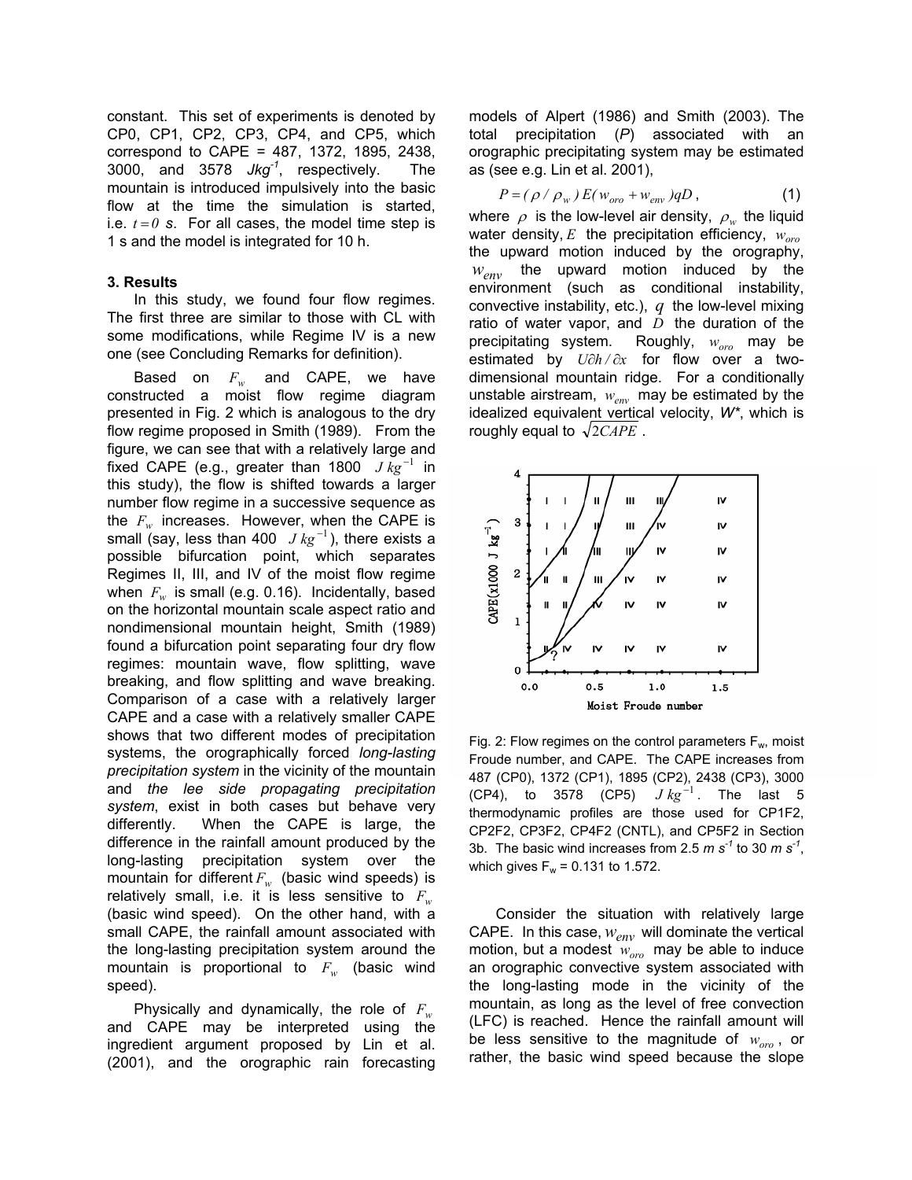constant. This set of experiments is denoted by CP0, CP1, CP2, CP3, CP4, and CP5, which correspond to CAPE = 487, 1372, 1895, 2438, 3000, and 3578 $Jkg^{-1}$, respectively. The mountain is introduced impulsively into the basic flow at the time the simulation is started, i.e. $t = 0$ s. For all cases, the model time step is 1 s and the model is integrated for 10 h.

### 3. Results

In this study, we found four flow regimes. The first three are similar to those with CL with some modifications, while Regime IV is a new one (see Concluding Remarks for definition).

Based on $F_w$ and CAPE, we have constructed a moist flow regime diagram presented in Fig. 2 which is analogous to the dry flow regime proposed in Smith (1989). From the figure, we can see that with a relatively large and fixed CAPE (e.g., greater than 1800 $J\,kg^{-1}$ in this study), the flow is shifted towards a larger number flow regime in a successive sequence as the $F_w$ increases. However, when the CAPE is small (say, less than 400 $J\,kg^{-1}$), there exists a possible bifurcation point, which separates Regimes II, III, and IV of the moist flow regime when $F_w$ is small (e.g. 0.16). Incidentally, based on the horizontal mountain scale aspect ratio and nondimensional mountain height, Smith (1989) found a bifurcation point separating four dry flow regimes: mountain wave, flow splitting, wave breaking, and flow splitting and wave breaking. Comparison of a case with a relatively larger CAPE and a case with a relatively smaller CAPE shows that two different modes of precipitation systems, the orographically forced *long-lasting precipitation system* in the vicinity of the mountain and *the lee side propagating precipitation system*, exist in both cases but behave very differently. When the CAPE is large, the difference in the rainfall amount produced by the long-lasting precipitation system over the mountain for different $F_w$ (basic wind speeds) is relatively small, i.e. it is less sensitive to $F_w$ (basic wind speed). On the other hand, with a small CAPE, the rainfall amount associated with the long-lasting precipitation system around the mountain is proportional to $F_w$ (basic wind speed).

Physically and dynamically, the role of $F_w$ and CAPE may be interpreted using the ingredient argument proposed by Lin et al. (2001), and the orographic rain forecasting models of Alpert (1986) and Smith (2003). The total precipitation ($P$) associated with an orographic precipitating system may be estimated as (see e.g. Lin et al. 2001),

$$P = (\rho / \rho_w)\, E (w_{oro} + w_{env}) q D\,, \qquad (1)$$

where $\rho$ is the low-level air density, $\rho_w$ the liquid water density, $E$ the precipitation efficiency, $w_{oro}$ the upward motion induced by the orography, $w_{env}$ the upward motion induced by the environment (such as conditional instability, convective instability, etc.), $q$ the low-level mixing ratio of water vapor, and $D$ the duration of the precipitating system. Roughly, $w_{oro}$ may be estimated by $U\partial h/\partial x$ for flow over a two-dimensional mountain ridge. For a conditionally unstable airstream, $w_{env}$ may be estimated by the idealized equivalent vertical velocity, $W^*$, which is roughly equal to $\sqrt{2CAPE}$.

Fig. 2: Flow regimes on the control parameters $F_w$, moist Froude number, and CAPE. The CAPE increases from 487 (CP0), 1372 (CP1), 1895 (CP2), 2438 (CP3), 3000 (CP4), to 3578 (CP5) $J\,kg^{-1}$. The last 5 thermodynamic profiles are those used for CP1F2, CP2F2, CP3F2, CP4F2 (CNTL), and CP5F2 in Section 3b. The basic wind increases from 2.5 $m\,s^{-1}$ to 30 $m\,s^{-1}$, which gives $F_w$ = 0.131 to 1.572.

Consider the situation with relatively large CAPE. In this case, $w_{env}$ will dominate the vertical motion, but a modest $w_{oro}$ may be able to induce an orographic convective system associated with the long-lasting mode in the vicinity of the mountain, as long as the level of free convection (LFC) is reached. Hence the rainfall amount will be less sensitive to the magnitude of $w_{oro}$, or rather, the basic wind speed because the slope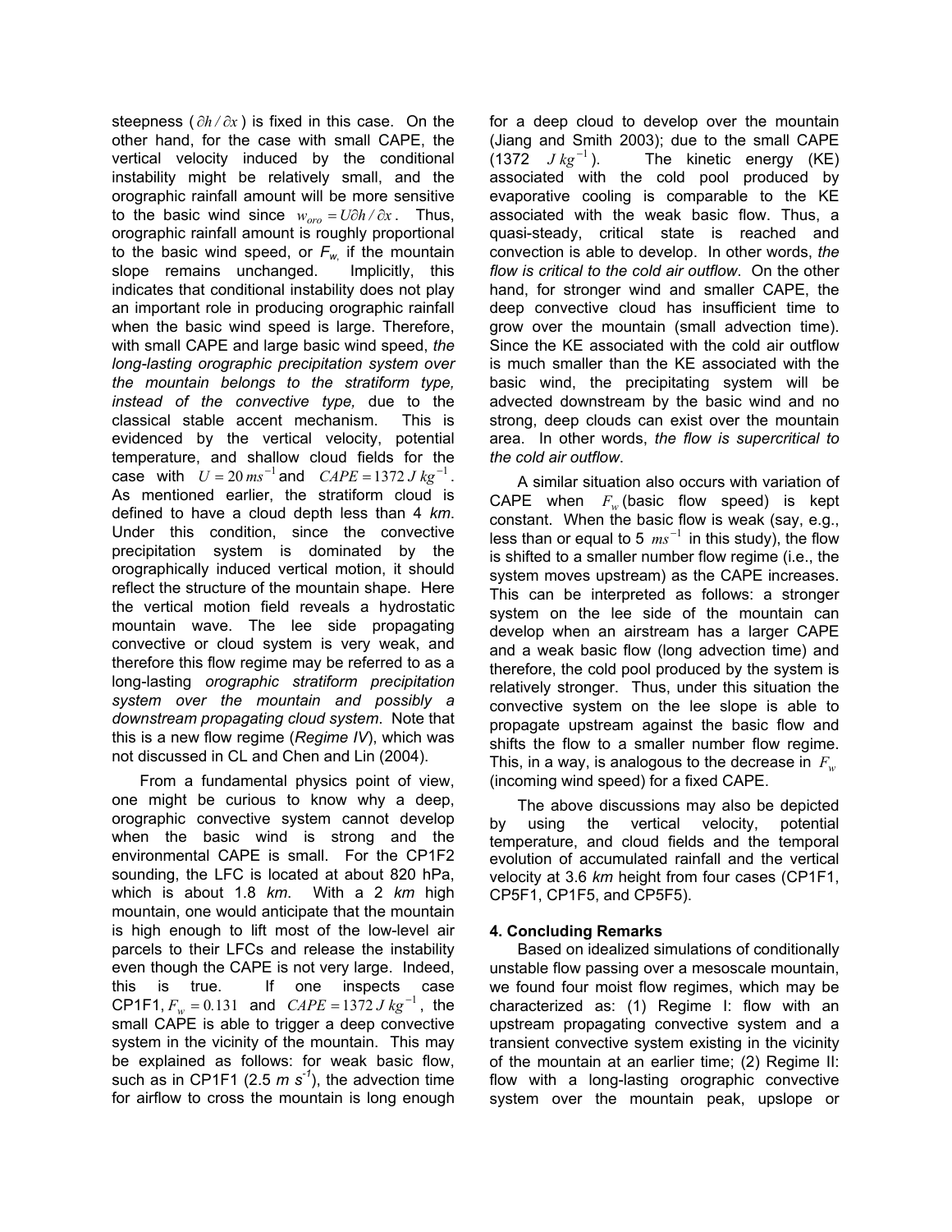steepness ($\partial h/\partial x$) is fixed in this case. On the other hand, for the case with small CAPE, the vertical velocity induced by the conditional instability might be relatively small, and the orographic rainfall amount will be more sensitive to the basic wind since $w_{oro} = U\partial h/\partial x$. Thus, orographic rainfall amount is roughly proportional to the basic wind speed, or $F_w$, if the mountain slope remains unchanged. Implicitly, this indicates that conditional instability does not play an important role in producing orographic rainfall when the basic wind speed is large. Therefore, with small CAPE and large basic wind speed, *the long-lasting orographic precipitation system over the mountain belongs to the stratiform type, instead of the convective type,* due to the classical stable accent mechanism. This is evidenced by the vertical velocity, potential temperature, and shallow cloud fields for the case with $U = 20\, ms^{-1}$ and $CAPE = 1372\, J\, kg^{-1}$. As mentioned earlier, the stratiform cloud is defined to have a cloud depth less than 4 *km*. Under this condition, since the convective precipitation system is dominated by the orographically induced vertical motion, it should reflect the structure of the mountain shape. Here the vertical motion field reveals a hydrostatic mountain wave. The lee side propagating convective or cloud system is very weak, and therefore this flow regime may be referred to as a long-lasting *orographic stratiform precipitation system over the mountain and possibly a downstream propagating cloud system*. Note that this is a new flow regime (*Regime IV*), which was not discussed in CL and Chen and Lin (2004).

From a fundamental physics point of view, one might be curious to know why a deep, orographic convective system cannot develop when the basic wind is strong and the environmental CAPE is small. For the CP1F2 sounding, the LFC is located at about 820 hPa, which is about 1.8 *km*. With a 2 *km* high mountain, one would anticipate that the mountain is high enough to lift most of the low-level air parcels to their LFCs and release the instability even though the CAPE is not very large. Indeed, this is true. If one inspects case CP1F1, $F_w = 0.131$ and $CAPE = 1372\, J\, kg^{-1}$, the small CAPE is able to trigger a deep convective system in the vicinity of the mountain. This may be explained as follows: for weak basic flow, such as in CP1F1 (2.5 $m\, s^{-1}$), the advection time for airflow to cross the mountain is long enough for a deep cloud to develop over the mountain (Jiang and Smith 2003); due to the small CAPE (1372 $J\, kg^{-1}$). The kinetic energy (KE) associated with the cold pool produced by evaporative cooling is comparable to the KE associated with the weak basic flow. Thus, a quasi-steady, critical state is reached and convection is able to develop. In other words, *the flow is critical to the cold air outflow*. On the other hand, for stronger wind and smaller CAPE, the deep convective cloud has insufficient time to grow over the mountain (small advection time). Since the KE associated with the cold air outflow is much smaller than the KE associated with the basic wind, the precipitating system will be advected downstream by the basic wind and no strong, deep clouds can exist over the mountain area. In other words, *the flow is supercritical to the cold air outflow*.

A similar situation also occurs with variation of CAPE when $F_w$ (basic flow speed) is kept constant. When the basic flow is weak (say, e.g., less than or equal to 5 $ms^{-1}$ in this study), the flow is shifted to a smaller number flow regime (i.e., the system moves upstream) as the CAPE increases. This can be interpreted as follows: a stronger system on the lee side of the mountain can develop when an airstream has a larger CAPE and a weak basic flow (long advection time) and therefore, the cold pool produced by the system is relatively stronger. Thus, under this situation the convective system on the lee slope is able to propagate upstream against the basic flow and shifts the flow to a smaller number flow regime. This, in a way, is analogous to the decrease in $F_w$ (incoming wind speed) for a fixed CAPE.

The above discussions may also be depicted by using the vertical velocity, potential temperature, and cloud fields and the temporal evolution of accumulated rainfall and the vertical velocity at 3.6 *km* height from four cases (CP1F1, CP5F1, CP1F5, and CP5F5).

## 4. Concluding Remarks

Based on idealized simulations of conditionally unstable flow passing over a mesoscale mountain, we found four moist flow regimes, which may be characterized as: (1) Regime I: flow with an upstream propagating convective system and a transient convective system existing in the vicinity of the mountain at an earlier time; (2) Regime II: flow with a long-lasting orographic convective system over the mountain peak, upslope or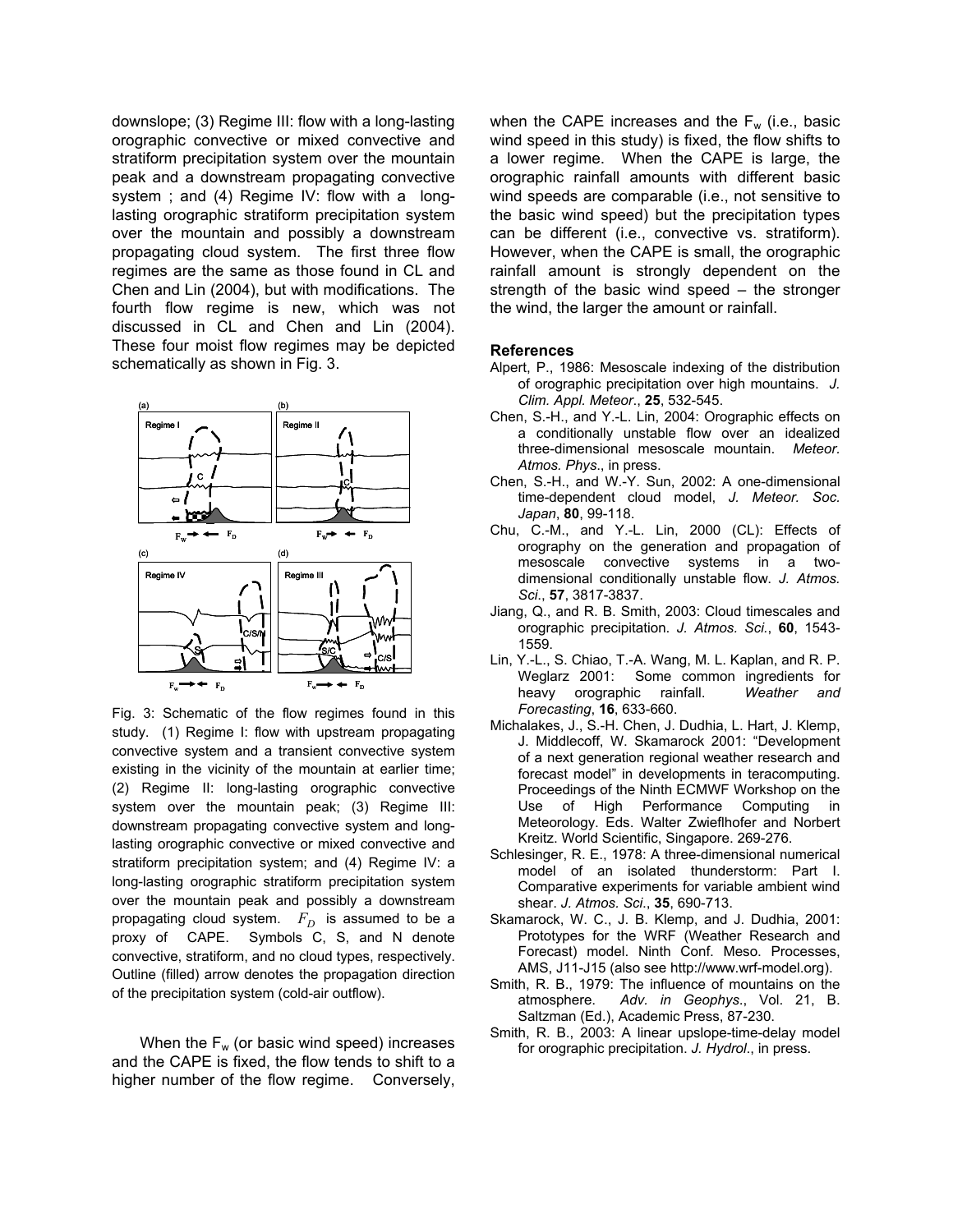downslope; (3) Regime III: flow with a long-lasting orographic convective or mixed convective and stratiform precipitation system over the mountain peak and a downstream propagating convective system ; and (4) Regime IV: flow with a long-lasting orographic stratiform precipitation system over the mountain and possibly a downstream propagating cloud system. The first three flow regimes are the same as those found in CL and Chen and Lin (2004), but with modifications. The fourth flow regime is new, which was not discussed in CL and Chen and Lin (2004). These four moist flow regimes may be depicted schematically as shown in Fig. 3.

(a) Regime I
(b) Regime II
(c) Regime IV
(d) Regime III
C
C
S
C/S/N
S/C
C/S
$F_w$ $F_D$

Fig. 3: Schematic of the flow regimes found in this study. (1) Regime I: flow with upstream propagating convective system and a transient convective system existing in the vicinity of the mountain at earlier time; (2) Regime II: long-lasting orographic convective system over the mountain peak; (3) Regime III: downstream propagating convective system and long-lasting orographic convective or mixed convective and stratiform precipitation system; and (4) Regime IV: a long-lasting orographic stratiform precipitation system over the mountain peak and possibly a downstream propagating cloud system. $F_D$ is assumed to be a proxy of CAPE. Symbols C, S, and N denote convective, stratiform, and no cloud types, respectively. Outline (filled) arrow denotes the propagation direction of the precipitation system (cold-air outflow).

When the $F_w$ (or basic wind speed) increases and the CAPE is fixed, the flow tends to shift to a higher number of the flow regime. Conversely, when the CAPE increases and the $F_w$ (i.e., basic wind speed in this study) is fixed, the flow shifts to a lower regime. When the CAPE is large, the orographic rainfall amounts with different basic wind speeds are comparable (i.e., not sensitive to the basic wind speed) but the precipitation types can be different (i.e., convective vs. stratiform). However, when the CAPE is small, the orographic rainfall amount is strongly dependent on the strength of the basic wind speed – the stronger the wind, the larger the amount or rainfall.

## References

Alpert, P., 1986: Mesoscale indexing of the distribution of orographic precipitation over high mountains. *J. Clim. Appl. Meteor*., **25**, 532-545.

Chen, S.-H., and Y.-L. Lin, 2004: Orographic effects on a conditionally unstable flow over an idealized three-dimensional mesoscale mountain. *Meteor. Atmos. Phys*., in press.

Chen, S.-H., and W.-Y. Sun, 2002: A one-dimensional time-dependent cloud model, *J. Meteor. Soc. Japan*, **80**, 99-118.

Chu, C.-M., and Y.-L. Lin, 2000 (CL): Effects of orography on the generation and propagation of mesoscale convective systems in a two-dimensional conditionally unstable flow. *J. Atmos. Sci*., **57**, 3817-3837.

Jiang, Q., and R. B. Smith, 2003: Cloud timescales and orographic precipitation. *J. Atmos. Sci.*, **60**, 1543-1559.

Lin, Y.-L., S. Chiao, T.-A. Wang, M. L. Kaplan, and R. P. Weglarz 2001: Some common ingredients for heavy orographic rainfall. *Weather and Forecasting*, **16**, 633-660.

Michalakes, J., S.-H. Chen, J. Dudhia, L. Hart, J. Klemp, J. Middlecoff, W. Skamarock 2001: "Development of a next generation regional weather research and forecast model" in developments in teracomputing. Proceedings of the Ninth ECMWF Workshop on the Use of High Performance Computing in Meteorology. Eds. Walter Zwieflhofer and Norbert Kreitz. World Scientific, Singapore. 269-276.

Schlesinger, R. E., 1978: A three-dimensional numerical model of an isolated thunderstorm: Part I. Comparative experiments for variable ambient wind shear. *J. Atmos. Sci*., **35**, 690-713.

Skamarock, W. C., J. B. Klemp, and J. Dudhia, 2001: Prototypes for the WRF (Weather Research and Forecast) model. Ninth Conf. Meso. Processes, AMS, J11-J15 (also see http://www.wrf-model.org).

Smith, R. B., 1979: The influence of mountains on the atmosphere. *Adv. in Geophys*., Vol. 21, B. Saltzman (Ed.), Academic Press, 87-230.

Smith, R. B., 2003: A linear upslope-time-delay model for orographic precipitation. *J. Hydrol*., in press.